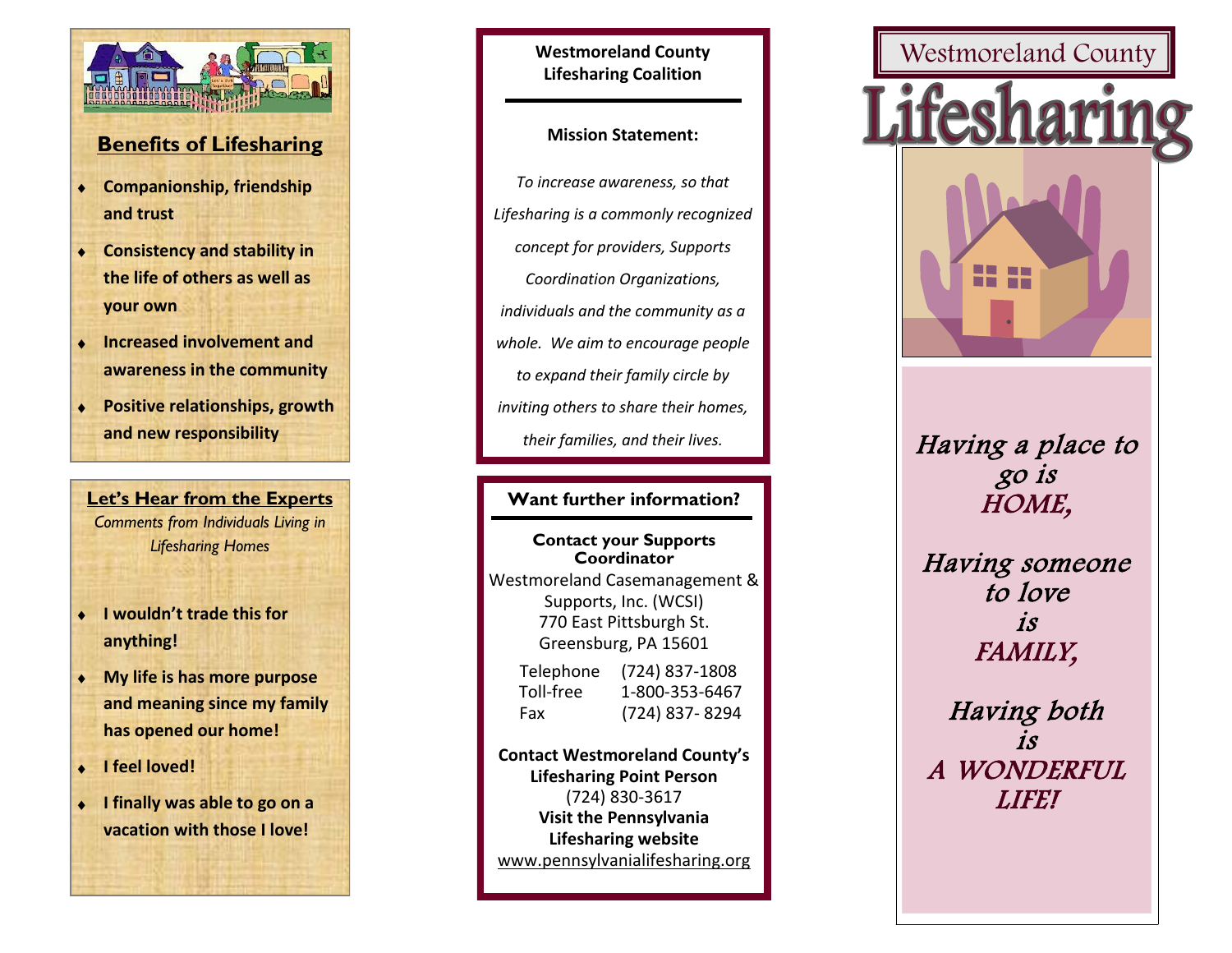## Benefits of Lifesharing

- **Companionship, friendship and trust**
- **Consistency and stability in the life of others as well as your own**
- **Increased involvement and awareness in the community**
- **Positive relationships, growth and new responsibility**

## Let's Hear from the Experts

*Comments from Individuals Living in Lifesharing Homes*

- **I wouldn't trade this for anything!**
- **My life is has more purpose and meaning since my family has opened our home!**
- **I feel loved!**
- **I finally was able to go on a vacation with those I love!**

**Westmoreland County Lifesharing Coalition**

**Mission Statement:**

*To increase awareness, so that Lifesharing is a commonly recognized concept for providers, Supports Coordination Organizations, individuals and the community as a whole. We aim to encourage people to expand their family circle by inviting others to share their homes, their families, and their lives.*

**Want further information?**

**Contact your Supports Coordinator**

Westmoreland Casemanagement & Supports, Inc. (WCSI)
770 East Pittsburgh St.
Greensburg, PA 15601

| | |
|---|---|
| Telephone | (724) 837-1808 |
| Toll-free | 1-800-353-6467 |
| Fax | (724) 837- 8294 |

**Contact Westmoreland County's Lifesharing Point Person**
(724) 830-3617

**Visit the Pennsylvania Lifesharing website**
www.pennsylvanialifesharing.org

# Westmoreland County Lifesharing

*Having a place to go is HOME,*

*Having someone to love is FAMILY,*

*Having both is A WONDERFUL LIFE!*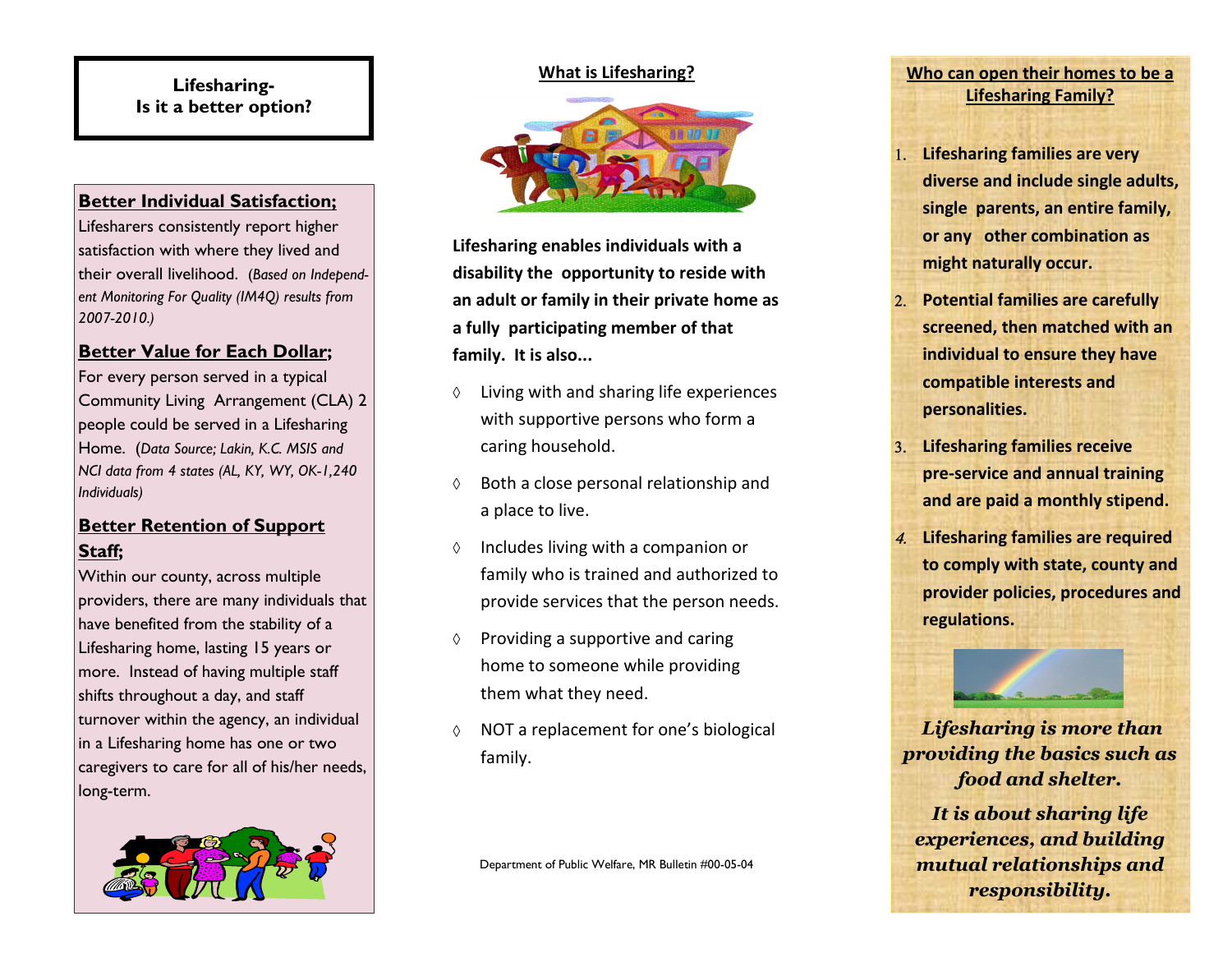## Lifesharing- Is it a better option?

**Better Individual Satisfaction;**

Lifesharers consistently report higher satisfaction with where they lived and their overall livelihood. (*Based on Independent Monitoring For Quality (IM4Q) results from 2007-2010.)*

**Better Value for Each Dollar;**

For every person served in a typical Community Living Arrangement (CLA) 2 people could be served in a Lifesharing Home. (*Data Source; Lakin, K.C. MSIS and NCI data from 4 states (AL, KY, WY, OK-1,240 Individuals)*

**Better Retention of Support Staff;**

Within our county, across multiple providers, there are many individuals that have benefited from the stability of a Lifesharing home, lasting 15 years or more. Instead of having multiple staff shifts throughout a day, and staff turnover within the agency, an individual in a Lifesharing home has one or two caregivers to care for all of his/her needs, long-term.

## What is Lifesharing?

**Lifesharing enables individuals with a disability the opportunity to reside with an adult or family in their private home as a fully participating member of that family. It is also...**

- Living with and sharing life experiences with supportive persons who form a caring household.
- Both a close personal relationship and a place to live.
- Includes living with a companion or family who is trained and authorized to provide services that the person needs.
- Providing a supportive and caring home to someone while providing them what they need.
- NOT a replacement for one's biological family.

Department of Public Welfare, MR Bulletin #00-05-04

## Who can open their homes to be a Lifesharing Family?

1. **Lifesharing families are very diverse and include single adults, single parents, an entire family, or any other combination as might naturally occur.**
2. **Potential families are carefully screened, then matched with an individual to ensure they have compatible interests and personalities.**
3. **Lifesharing families receive pre-service and annual training and are paid a monthly stipend.**
4. **Lifesharing families are required to comply with state, county and provider policies, procedures and regulations.**

***Lifesharing is more than providing the basics such as food and shelter.***

***It is about sharing life experiences, and building mutual relationships and responsibility.***